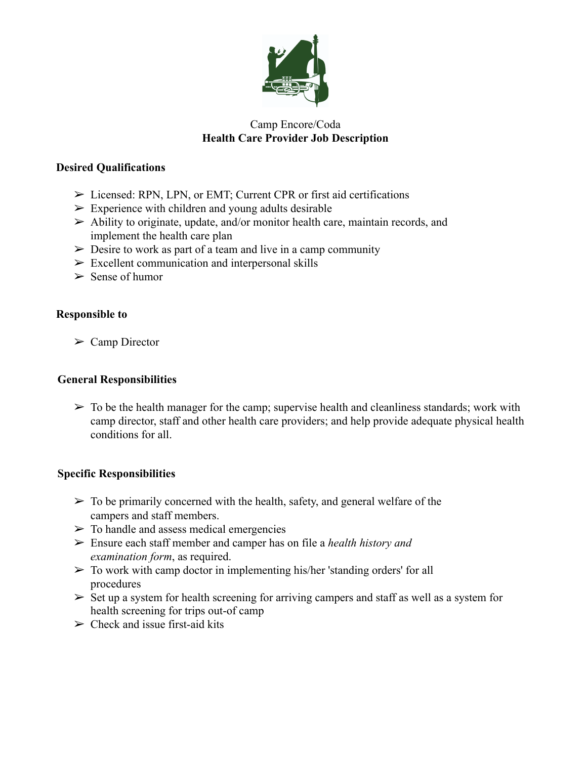Camp Encore/Coda

# Health Care Provider Job Description

## Desired Qualifications

- Licensed: RPN, LPN, or EMT; Current CPR or first aid certifications
- Experience with children and young adults desirable
- Ability to originate, update, and/or monitor health care, maintain records, and implement the health care plan
- Desire to work as part of a team and live in a camp community
- Excellent communication and interpersonal skills
- Sense of humor

## Responsible to

- Camp Director

## General Responsibilities

- To be the health manager for the camp; supervise health and cleanliness standards; work with camp director, staff and other health care providers; and help provide adequate physical health conditions for all.

## Specific Responsibilities

- To be primarily concerned with the health, safety, and general welfare of the campers and staff members.
- To handle and assess medical emergencies
- Ensure each staff member and camper has on file a *health history and examination form*, as required.
- To work with camp doctor in implementing his/her 'standing orders' for all procedures
- Set up a system for health screening for arriving campers and staff as well as a system for health screening for trips out-of camp
- Check and issue first-aid kits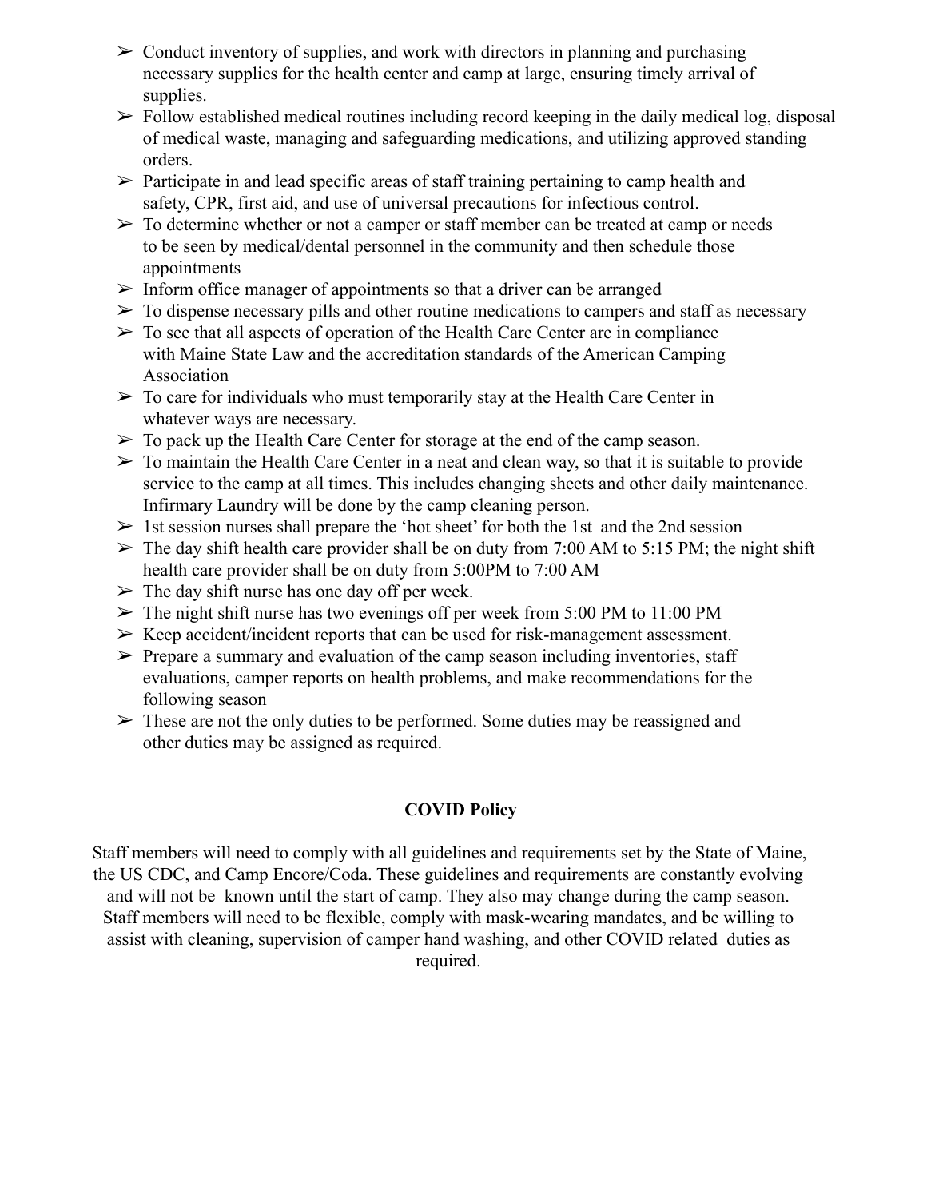- Conduct inventory of supplies, and work with directors in planning and purchasing necessary supplies for the health center and camp at large, ensuring timely arrival of supplies.
- Follow established medical routines including record keeping in the daily medical log, disposal of medical waste, managing and safeguarding medications, and utilizing approved standing orders.
- Participate in and lead specific areas of staff training pertaining to camp health and safety, CPR, first aid, and use of universal precautions for infectious control.
- To determine whether or not a camper or staff member can be treated at camp or needs to be seen by medical/dental personnel in the community and then schedule those appointments
- Inform office manager of appointments so that a driver can be arranged
- To dispense necessary pills and other routine medications to campers and staff as necessary
- To see that all aspects of operation of the Health Care Center are in compliance with Maine State Law and the accreditation standards of the American Camping Association
- To care for individuals who must temporarily stay at the Health Care Center in whatever ways are necessary.
- To pack up the Health Care Center for storage at the end of the camp season.
- To maintain the Health Care Center in a neat and clean way, so that it is suitable to provide service to the camp at all times. This includes changing sheets and other daily maintenance. Infirmary Laundry will be done by the camp cleaning person.
- 1st session nurses shall prepare the 'hot sheet' for both the 1st and the 2nd session
- The day shift health care provider shall be on duty from 7:00 AM to 5:15 PM; the night shift health care provider shall be on duty from 5:00PM to 7:00 AM
- The day shift nurse has one day off per week.
- The night shift nurse has two evenings off per week from 5:00 PM to 11:00 PM
- Keep accident/incident reports that can be used for risk-management assessment.
- Prepare a summary and evaluation of the camp season including inventories, staff evaluations, camper reports on health problems, and make recommendations for the following season
- These are not the only duties to be performed. Some duties may be reassigned and other duties may be assigned as required.

**COVID Policy**

Staff members will need to comply with all guidelines and requirements set by the State of Maine, the US CDC, and Camp Encore/Coda. These guidelines and requirements are constantly evolving and will not be known until the start of camp. They also may change during the camp season. Staff members will need to be flexible, comply with mask-wearing mandates, and be willing to assist with cleaning, supervision of camper hand washing, and other COVID related duties as required.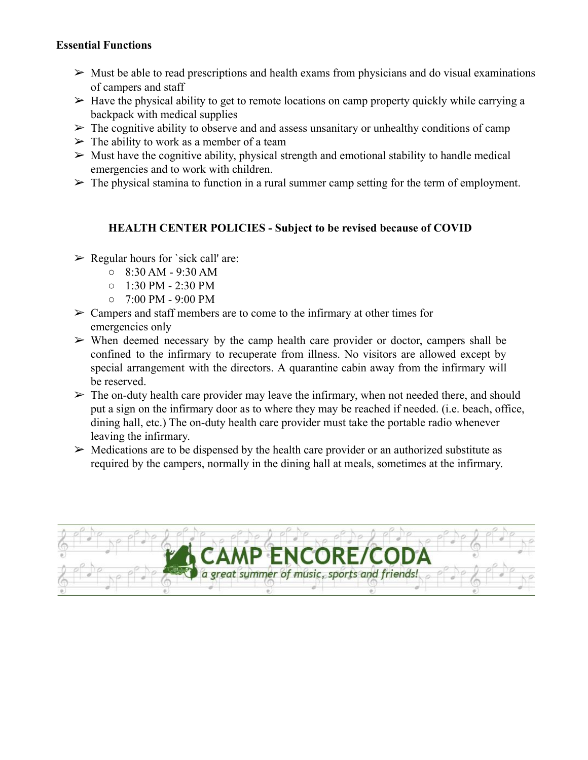**Essential Functions**

- Must be able to read prescriptions and health exams from physicians and do visual examinations of campers and staff
- Have the physical ability to get to remote locations on camp property quickly while carrying a backpack with medical supplies
- The cognitive ability to observe and and assess unsanitary or unhealthy conditions of camp
- The ability to work as a member of a team
- Must have the cognitive ability, physical strength and emotional stability to handle medical emergencies and to work with children.
- The physical stamina to function in a rural summer camp setting for the term of employment.

**HEALTH CENTER POLICIES - Subject to be revised because of COVID**

- Regular hours for `sick call' are:
  - 8:30 AM - 9:30 AM
  - 1:30 PM - 2:30 PM
  - 7:00 PM - 9:00 PM
- Campers and staff members are to come to the infirmary at other times for emergencies only
- When deemed necessary by the camp health care provider or doctor, campers shall be confined to the infirmary to recuperate from illness. No visitors are allowed except by special arrangement with the directors. A quarantine cabin away from the infirmary will be reserved.
- The on-duty health care provider may leave the infirmary, when not needed there, and should put a sign on the infirmary door as to where they may be reached if needed. (i.e. beach, office, dining hall, etc.) The on-duty health care provider must take the portable radio whenever leaving the infirmary.
- Medications are to be dispensed by the health care provider or an authorized substitute as required by the campers, normally in the dining hall at meals, sometimes at the infirmary.

CAMP ENCORE/CODA

*a great summer of music, sports and friends!*